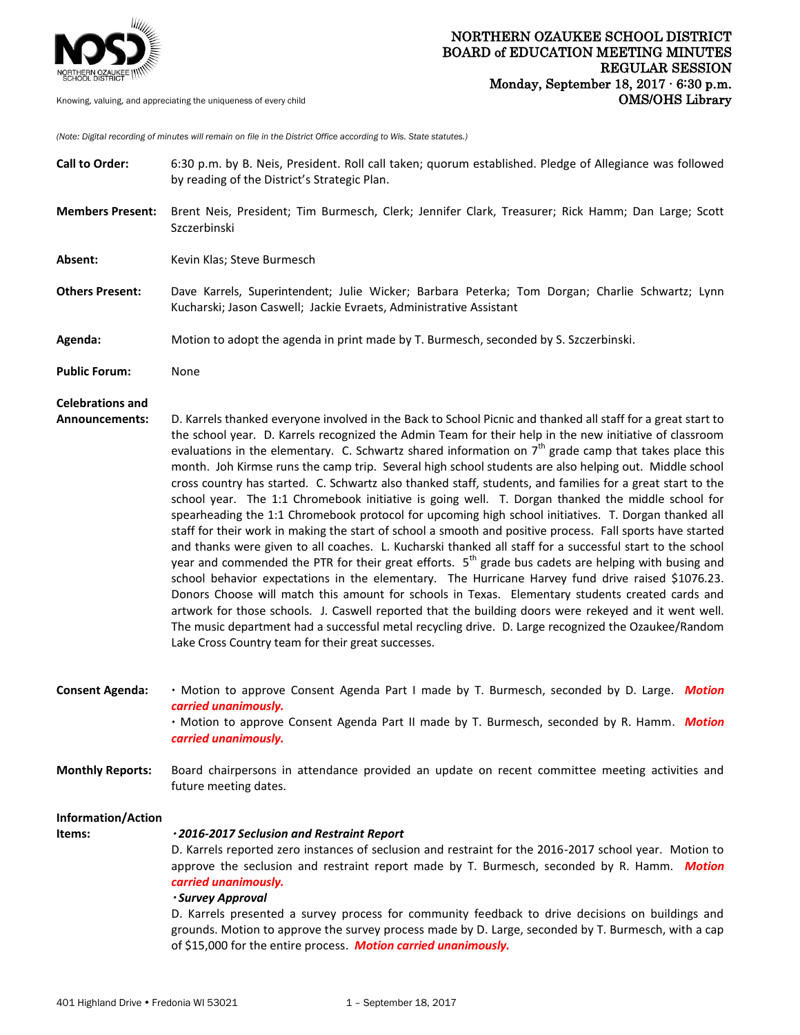# NORTHERN OZAUKEE SCHOOL DISTRICT
## BOARD of EDUCATION MEETING MINUTES
### REGULAR SESSION
### Monday, September 18, 2017 · 6:30 p.m.
### OMS/OHS Library

Knowing, valuing, and appreciating the uniqueness of every child

*(Note: Digital recording of minutes will remain on file in the District Office according to Wis. State statutes.)*

**Call to Order:** 6:30 p.m. by B. Neis, President. Roll call taken; quorum established. Pledge of Allegiance was followed by reading of the District's Strategic Plan.

**Members Present:** Brent Neis, President; Tim Burmesch, Clerk; Jennifer Clark, Treasurer; Rick Hamm; Dan Large; Scott Szczerbinski

**Absent:** Kevin Klas; Steve Burmesch

**Others Present:** Dave Karrels, Superintendent; Julie Wicker; Barbara Peterka; Tom Dorgan; Charlie Schwartz; Lynn Kucharski; Jason Caswell; Jackie Evraets, Administrative Assistant

**Agenda:** Motion to adopt the agenda in print made by T. Burmesch, seconded by S. Szczerbinski.

**Public Forum:** None

**Celebrations and Announcements:** D. Karrels thanked everyone involved in the Back to School Picnic and thanked all staff for a great start to the school year. D. Karrels recognized the Admin Team for their help in the new initiative of classroom evaluations in the elementary. C. Schwartz shared information on 7th grade camp that takes place this month. Joh Kirmse runs the camp trip. Several high school students are also helping out. Middle school cross country has started. C. Schwartz also thanked staff, students, and families for a great start to the school year. The 1:1 Chromebook initiative is going well. T. Dorgan thanked the middle school for spearheading the 1:1 Chromebook protocol for upcoming high school initiatives. T. Dorgan thanked all staff for their work in making the start of school a smooth and positive process. Fall sports have started and thanks were given to all coaches. L. Kucharski thanked all staff for a successful start to the school year and commended the PTR for their great efforts. 5th grade bus cadets are helping with busing and school behavior expectations in the elementary. The Hurricane Harvey fund drive raised $1076.23. Donors Choose will match this amount for schools in Texas. Elementary students created cards and artwork for those schools. J. Caswell reported that the building doors were rekeyed and it went well. The music department had a successful metal recycling drive. D. Large recognized the Ozaukee/Random Lake Cross Country team for their great successes.

**Consent Agenda:**
- Motion to approve Consent Agenda Part I made by T. Burmesch, seconded by D. Large. ***Motion carried unanimously.***
- Motion to approve Consent Agenda Part II made by T. Burmesch, seconded by R. Hamm. ***Motion carried unanimously.***

**Monthly Reports:** Board chairpersons in attendance provided an update on recent committee meeting activities and future meeting dates.

**Information/Action Items:**

***· 2016-2017 Seclusion and Restraint Report***

D. Karrels reported zero instances of seclusion and restraint for the 2016-2017 school year. Motion to approve the seclusion and restraint report made by T. Burmesch, seconded by R. Hamm. ***Motion carried unanimously.***

***· Survey Approval***

D. Karrels presented a survey process for community feedback to drive decisions on buildings and grounds. Motion to approve the survey process made by D. Large, seconded by T. Burmesch, with a cap of $15,000 for the entire process. ***Motion carried unanimously.***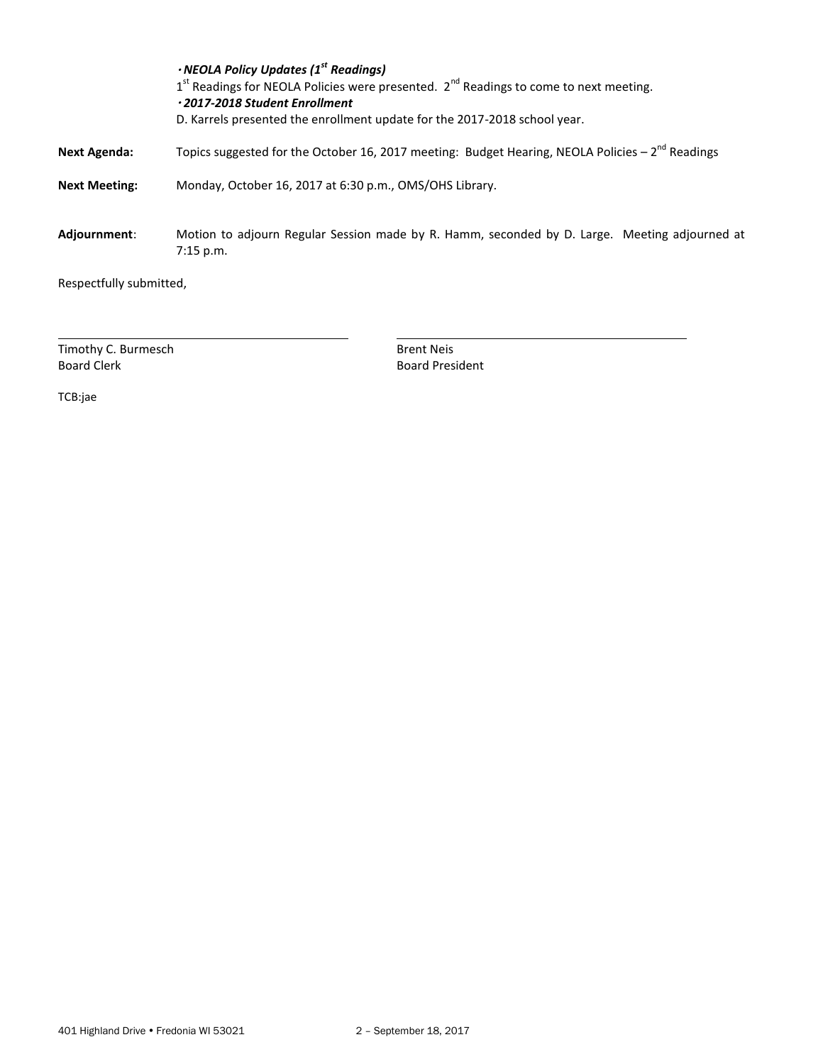**· NEOLA Policy Updates (1st Readings)**

1st Readings for NEOLA Policies were presented. 2nd Readings to come to next meeting.

**· 2017-2018 Student Enrollment**

D. Karrels presented the enrollment update for the 2017-2018 school year.

**Next Agenda:** Topics suggested for the October 16, 2017 meeting: Budget Hearing, NEOLA Policies – 2nd Readings

**Next Meeting:** Monday, October 16, 2017 at 6:30 p.m., OMS/OHS Library.

**Adjournment**: Motion to adjourn Regular Session made by R. Hamm, seconded by D. Large. Meeting adjourned at 7:15 p.m.

Respectfully submitted,

| | |
|---|---|
| Timothy C. Burmesch | Brent Neis |
| Board Clerk | Board President |

TCB:jae

401 Highland Drive • Fredonia WI 53021